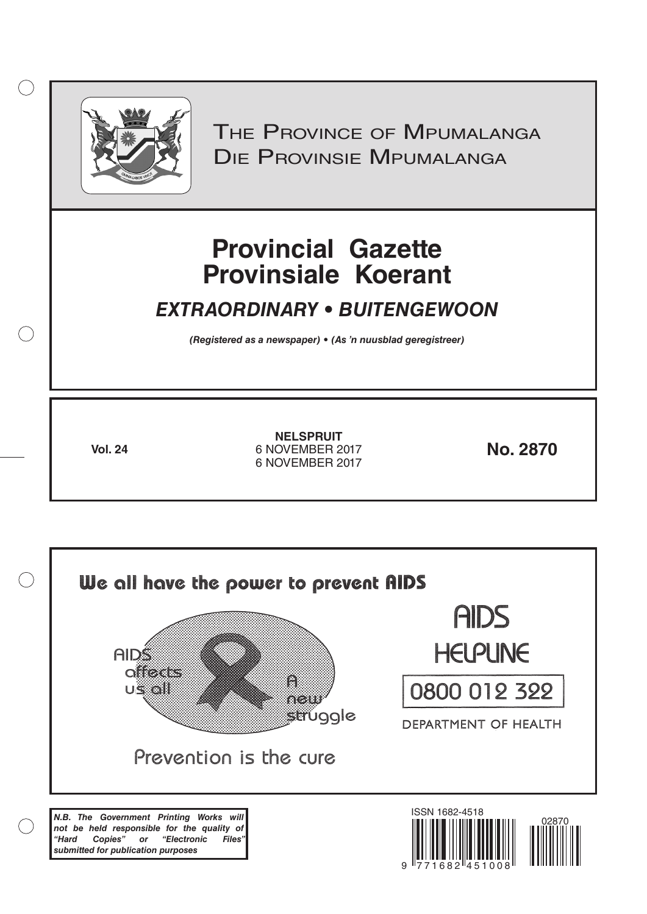# The Province of Mpumalanga
# Die Provinsie Mpumalanga

# Provincial Gazette
# Provinsiale Koerant

## *EXTRAORDINARY • BUITENGEWOON*

***(Registered as a newspaper) • (As 'n nuusblad geregistreer)***

**Vol. 24**

**NELSPRUIT**
6 NOVEMBER 2017
6 NOVEMBER 2017

**No. 2870**

**We all have the power to prevent AIDS**

AIDS affects us all

A new struggle

Prevention is the cure

AIDS HELPLINE

0800 012 322

DEPARTMENT OF HEALTH

***N.B. The Government Printing Works will not be held responsible for the quality of "Hard Copies" or "Electronic Files" submitted for publication purposes***

ISSN 1682-4518

02870

9 771682 451008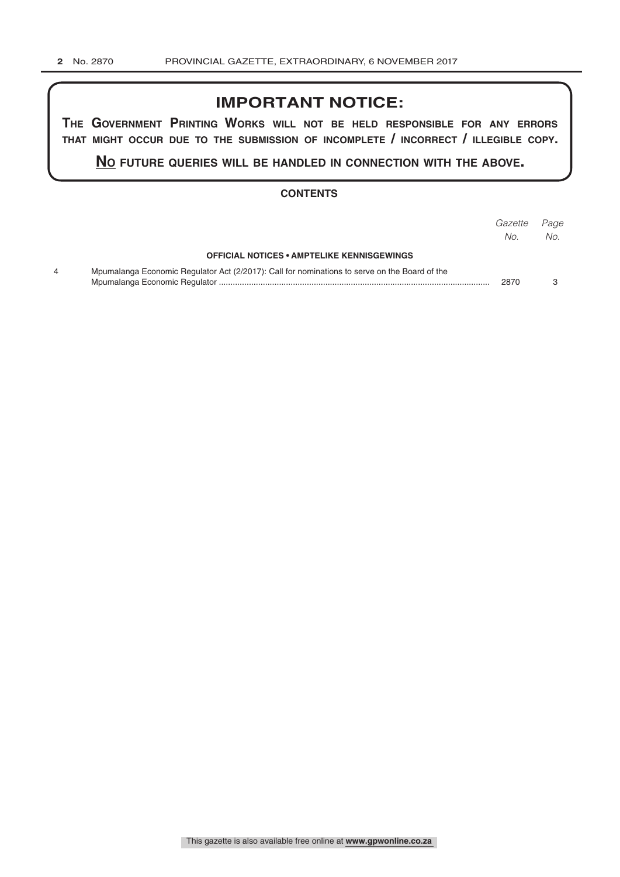# IMPORTANT NOTICE:

**THE GOVERNMENT PRINTING WORKS WILL NOT BE HELD RESPONSIBLE FOR ANY ERRORS THAT MIGHT OCCUR DUE TO THE SUBMISSION OF INCOMPLETE / INCORRECT / ILLEGIBLE COPY.**

**NO FUTURE QUERIES WILL BE HANDLED IN CONNECTION WITH THE ABOVE.**

## CONTENTS

| | | *Gazette No.* | *Page No.* |
|---|---|---|---|
| | **OFFICIAL NOTICES • AMPTELIKE KENNISGEWINGS** | | |
| 4 | Mpumalanga Economic Regulator Act (2/2017): Call for nominations to serve on the Board of the Mpumalanga Economic Regulator | 2870 | 3 |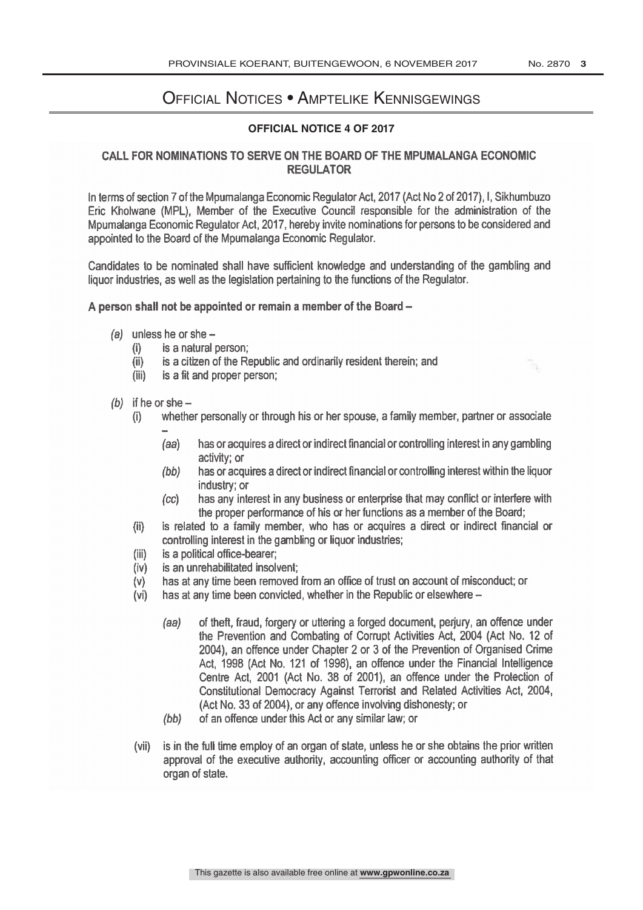# Official Notices • Amptelike Kennisgewings

**OFFICIAL NOTICE 4 OF 2017**

## CALL FOR NOMINATIONS TO SERVE ON THE BOARD OF THE MPUMALANGA ECONOMIC REGULATOR

In terms of section 7 of the Mpumalanga Economic Regulator Act, 2017 (Act No 2 of 2017), I, Sikhumbuzo Eric Kholwane (MPL), Member of the Executive Council responsible for the administration of the Mpumalanga Economic Regulator Act, 2017, hereby invite nominations for persons to be considered and appointed to the Board of the Mpumalanga Economic Regulator.

Candidates to be nominated shall have sufficient knowledge and understanding of the gambling and liquor industries, as well as the legislation pertaining to the functions of the Regulator.

**A person shall not be appointed or remain a member of the Board –**

*(a)* unless he or she –

- (i) is a natural person;
- (ii) is a citizen of the Republic and ordinarily resident therein; and
- (iii) is a fit and proper person;

*(b)* if he or she –

- (i) whether personally or through his or her spouse, a family member, partner or associate –
  - *(aa)* has or acquires a direct or indirect financial or controlling interest in any gambling activity; or
  - *(bb)* has or acquires a direct or indirect financial or controlling interest within the liquor industry; or
  - *(cc)* has any interest in any business or enterprise that may conflict or interfere with the proper performance of his or her functions as a member of the Board;
- (ii) is related to a family member, who has or acquires a direct or indirect financial or controlling interest in the gambling or liquor industries;
- (iii) is a political office-bearer;
- (iv) is an unrehabilitated insolvent;
- (v) has at any time been removed from an office of trust on account of misconduct; or
- (vi) has at any time been convicted, whether in the Republic or elsewhere –
  - *(aa)* of theft, fraud, forgery or uttering a forged document, perjury, an offence under the Prevention and Combating of Corrupt Activities Act, 2004 (Act No. 12 of 2004), an offence under Chapter 2 or 3 of the Prevention of Organised Crime Act, 1998 (Act No. 121 of 1998), an offence under the Financial Intelligence Centre Act, 2001 (Act No. 38 of 2001), an offence under the Protection of Constitutional Democracy Against Terrorist and Related Activities Act, 2004, (Act No. 33 of 2004), or any offence involving dishonesty; or
  - *(bb)* of an offence under this Act or any similar law; or
- (vii) is in the full time employ of an organ of state, unless he or she obtains the prior written approval of the executive authority, accounting officer or accounting authority of that organ of state.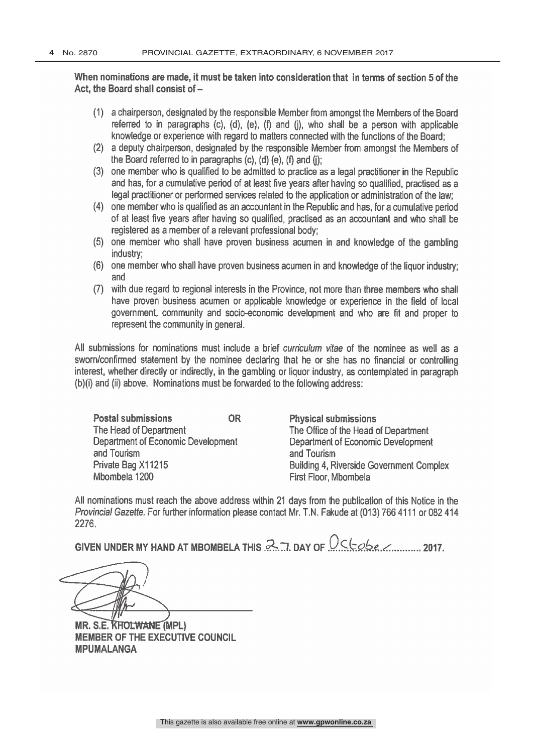**When nominations are made, it must be taken into consideration that in terms of section 5 of the Act, the Board shall consist of –**

(1) a chairperson, designated by the responsible Member from amongst the Members of the Board referred to in paragraphs (c), (d), (e), (f) and (j), who shall be a person with applicable knowledge or experience with regard to matters connected with the functions of the Board;

(2) a deputy chairperson, designated by the responsible Member from amongst the Members of the Board referred to in paragraphs (c), (d) (e), (f) and (j);

(3) one member who is qualified to be admitted to practice as a legal practitioner in the Republic and has, for a cumulative period of at least five years after having so qualified, practised as a legal practitioner or performed services related to the application or administration of the law;

(4) one member who is qualified as an accountant in the Republic and has, for a cumulative period of at least five years after having so qualified, practised as an accountant and who shall be registered as a member of a relevant professional body;

(5) one member who shall have proven business acumen in and knowledge of the gambling industry;

(6) one member who shall have proven business acumen in and knowledge of the liquor industry; and

(7) with due regard to regional interests in the Province, not more than three members who shall have proven business acumen or applicable knowledge or experience in the field of local government, community and socio-economic development and who are fit and proper to represent the community in general.

All submissions for nominations must include a brief *curriculum vitae* of the nominee as well as a sworn/confirmed statement by the nominee declaring that he or she has no financial or controlling interest, whether directly or indirectly, in the gambling or liquor industry, as contemplated in paragraph (b)(i) and (ii) above. Nominations must be forwarded to the following address:

**Postal submissions** OR
The Head of Department
Department of Economic Development and Tourism
Private Bag X11215
Mbombela 1200

**Physical submissions**
The Office of the Head of Department
Department of Economic Development and Tourism
Building 4, Riverside Government Complex
First Floor, Mbombela

All nominations must reach the above address within 21 days from the publication of this Notice in the *Provincial Gazette*. For further information please contact Mr. T.N. Fakude at (013) 766 4111 or 082 414 2276.

**GIVEN UNDER MY HAND AT MBOMBELA THIS 27 DAY OF October 2017.**

**MR. S.E. KHOLWANE (MPL)**
**MEMBER OF THE EXECUTIVE COUNCIL**
**MPUMALANGA**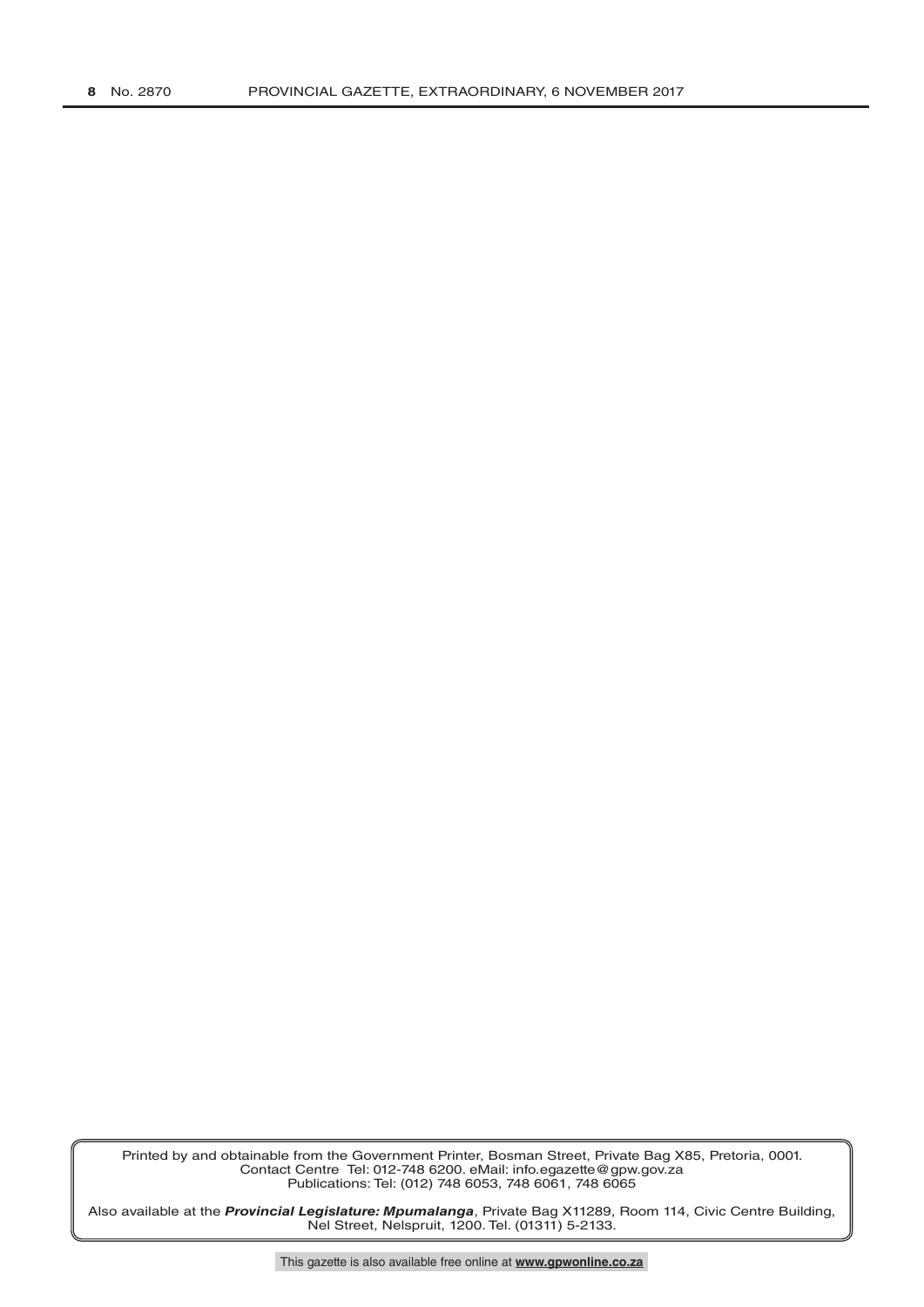Printed by and obtainable from the Government Printer, Bosman Street, Private Bag X85, Pretoria, 0001.
Contact Centre Tel: 012-748 6200. eMail: info.egazette@gpw.gov.za
Publications: Tel: (012) 748 6053, 748 6061, 748 6065

Also available at the ***Provincial Legislature: Mpumalanga***, Private Bag X11289, Room 114, Civic Centre Building, Nel Street, Nelspruit, 1200. Tel. (01311) 5-2133.

This gazette is also available free online at **www.gpwonline.co.za**